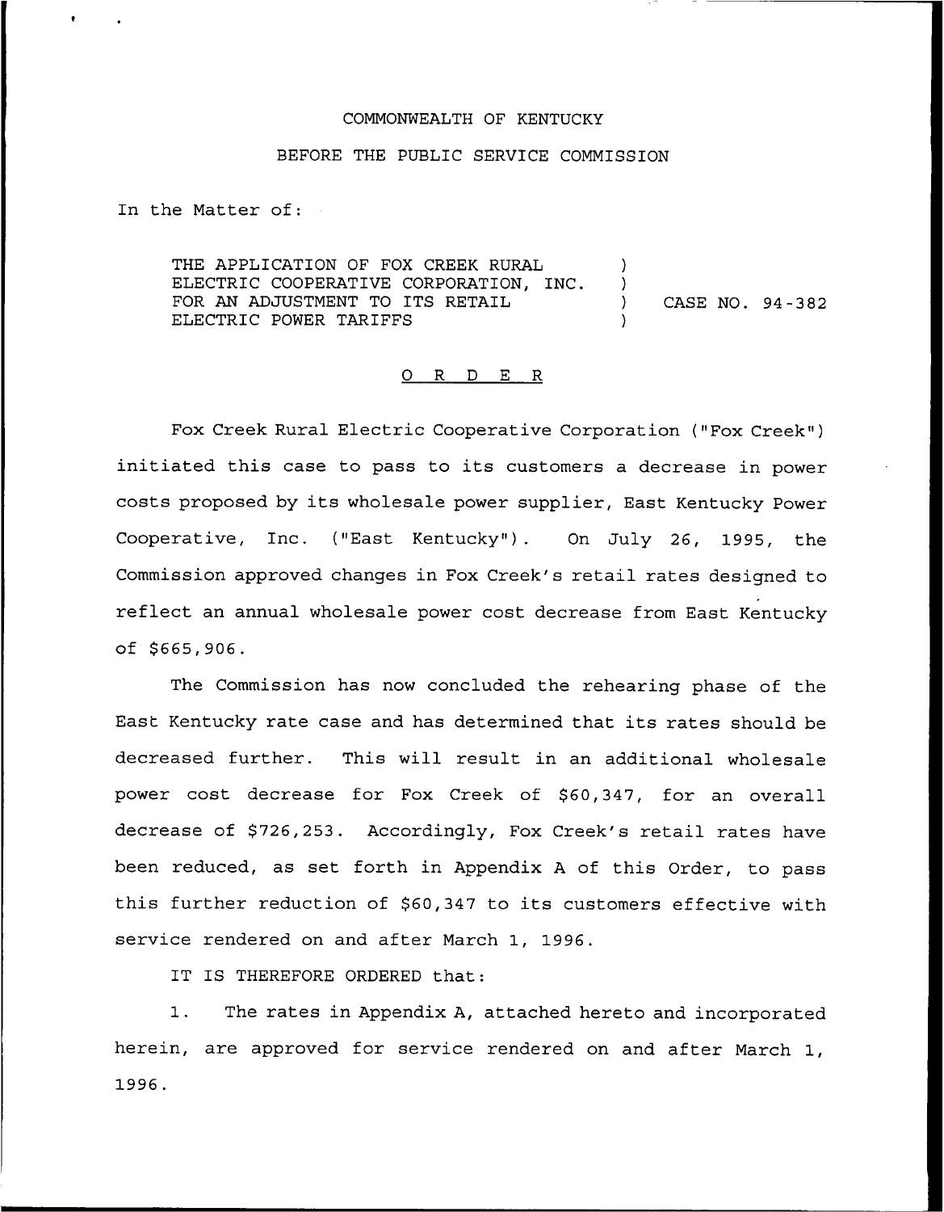COMMONWEALTH OF KENTUCKY

BEFORE THE PUBLIC SERVICE COMMISSION

In the Matter of:

| | | |
|---|---|---|
| THE APPLICATION OF FOX CREEK RURAL ELECTRIC COOPERATIVE CORPORATION, INC. FOR AN ADJUSTMENT TO ITS RETAIL ELECTRIC POWER TARIFFS | ) | CASE NO. 94-382 |

## O R D E R

Fox Creek Rural Electric Cooperative Corporation ("Fox Creek") initiated this case to pass to its customers a decrease in power costs proposed by its wholesale power supplier, East Kentucky Power Cooperative, Inc. ("East Kentucky"). On July 26, 1995, the Commission approved changes in Fox Creek's retail rates designed to reflect an annual wholesale power cost decrease from East Kentucky of $665,906.

The Commission has now concluded the rehearing phase of the East Kentucky rate case and has determined that its rates should be decreased further. This will result in an additional wholesale power cost decrease for Fox Creek of $60,347, for an overall decrease of $726,253. Accordingly, Fox Creek's retail rates have been reduced, as set forth in Appendix A of this Order, to pass this further reduction of $60,347 to its customers effective with service rendered on and after March 1, 1996.

IT IS THEREFORE ORDERED that:

1. The rates in Appendix A, attached hereto and incorporated herein, are approved for service rendered on and after March 1, 1996.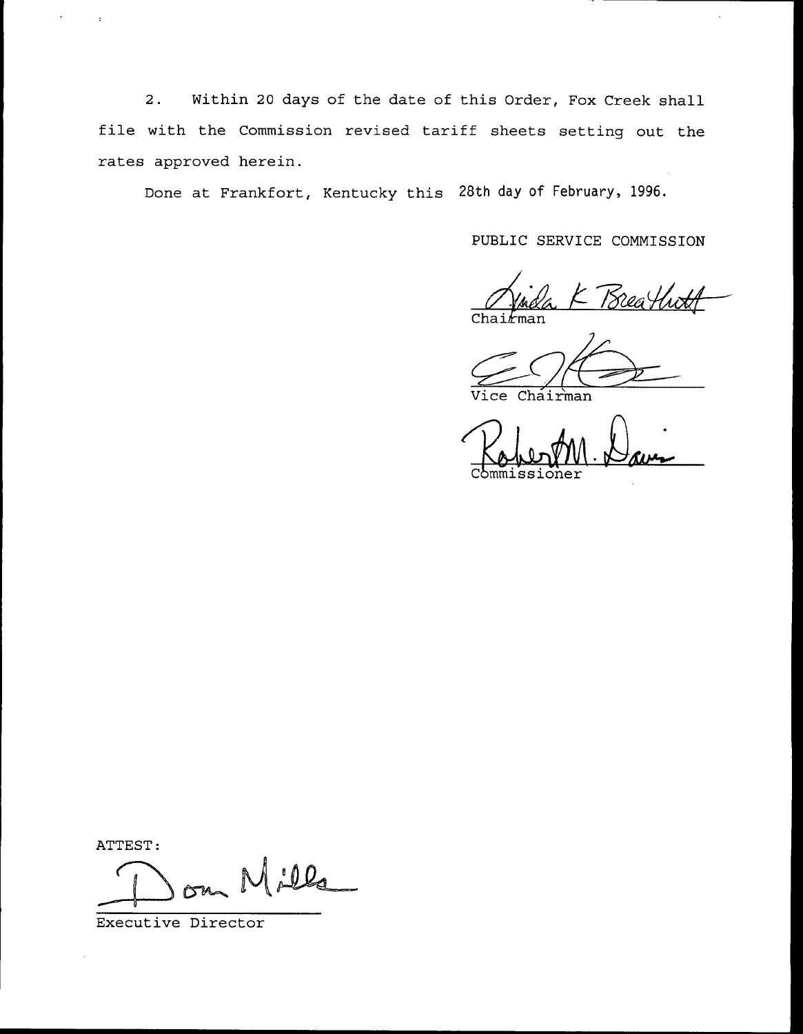2. Within 20 days of the date of this Order, Fox Creek shall file with the Commission revised tariff sheets setting out the rates approved herein.

Done at Frankfort, Kentucky this 28th day of February, 1996.

PUBLIC SERVICE COMMISSION

Linda K Breathitt
Chairman

Vice Chairman

Robert M. Davis
Commissioner

ATTEST:

Don Mills
Executive Director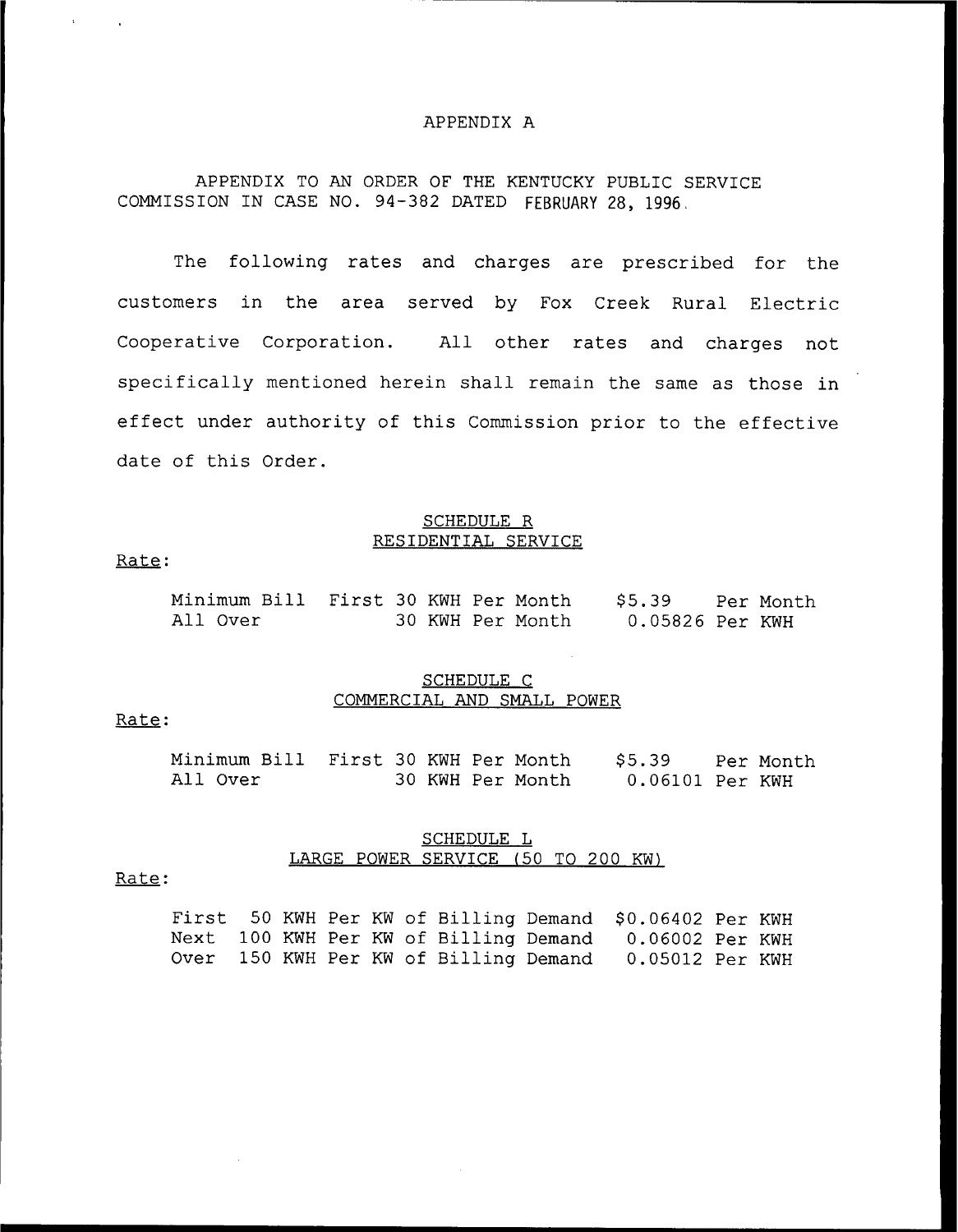# APPENDIX A

APPENDIX TO AN ORDER OF THE KENTUCKY PUBLIC SERVICE COMMISSION IN CASE NO. 94-382 DATED FEBRUARY 28, 1996.

The following rates and charges are prescribed for the customers in the area served by Fox Creek Rural Electric Cooperative Corporation. All other rates and charges not specifically mentioned herein shall remain the same as those in effect under authority of this Commission prior to the effective date of this Order.

## SCHEDULE R
## RESIDENTIAL SERVICE

Rate:

| | | | |
|---|---|---|---|
| Minimum Bill | First 30 KWH Per Month | $5.39 | Per Month |
| All Over | 30 KWH Per Month | 0.05826 | Per KWH |

## SCHEDULE C
## COMMERCIAL AND SMALL POWER

Rate:

| | | | |
|---|---|---|---|
| Minimum Bill | First 30 KWH Per Month | $5.39 | Per Month |
| All Over | 30 KWH Per Month | 0.06101 | Per KWH |

## SCHEDULE L
## LARGE POWER SERVICE (50 TO 200 KW)

Rate:

| | | | |
|---|---|---|---|
| First | 50 KWH Per KW of Billing Demand | $0.06402 | Per KWH |
| Next | 100 KWH Per KW of Billing Demand | 0.06002 | Per KWH |
| Over | 150 KWH Per KW of Billing Demand | 0.05012 | Per KWH |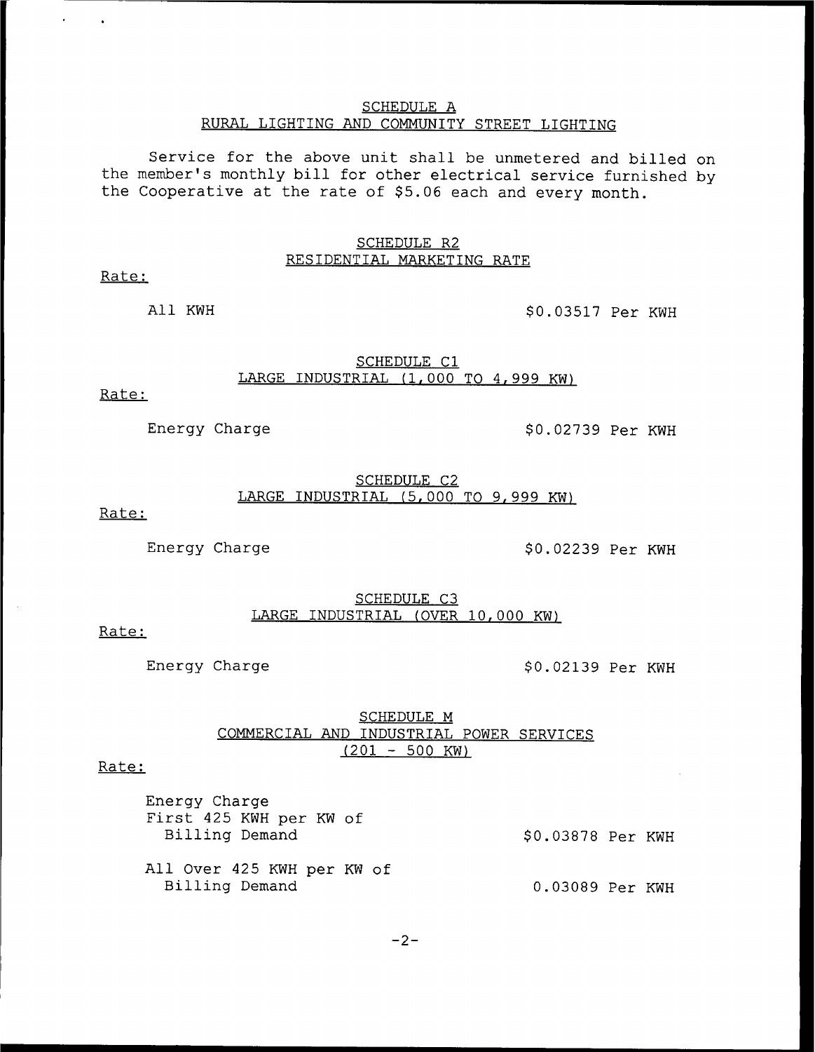## SCHEDULE A
## RURAL LIGHTING AND COMMUNITY STREET LIGHTING

Service for the above unit shall be unmetered and billed on the member's monthly bill for other electrical service furnished by the Cooperative at the rate of $5.06 each and every month.

## SCHEDULE R2
## RESIDENTIAL MARKETING RATE

Rate:

| | |
|---|---|
| All KWH | $0.03517 Per KWH |

## SCHEDULE C1
## LARGE INDUSTRIAL (1,000 TO 4,999 KW)

Rate:

| | |
|---|---|
| Energy Charge | $0.02739 Per KWH |

## SCHEDULE C2
## LARGE INDUSTRIAL (5,000 TO 9,999 KW)

Rate:

| | |
|---|---|
| Energy Charge | $0.02239 Per KWH |

## SCHEDULE C3
## LARGE INDUSTRIAL (OVER 10,000 KW)

Rate:

| | |
|---|---|
| Energy Charge | $0.02139 Per KWH |

## SCHEDULE M
## COMMERCIAL AND INDUSTRIAL POWER SERVICES
## (201 - 500 KW)

Rate:

Energy Charge

| | |
|---|---|
| First 425 KWH per KW of Billing Demand | $0.03878 Per KWH |
| All Over 425 KWH per KW of Billing Demand | 0.03089 Per KWH |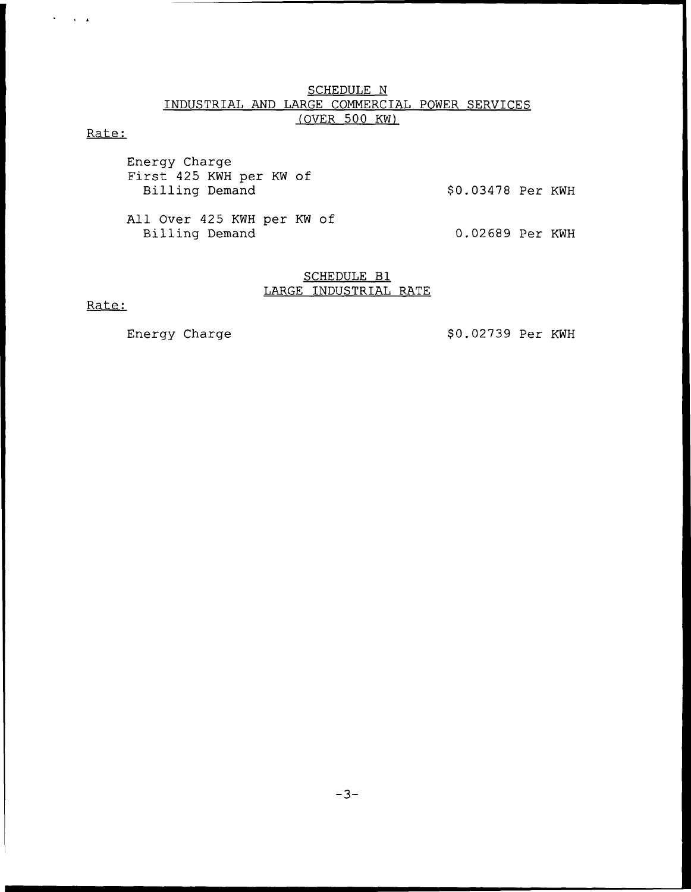## SCHEDULE N
## INDUSTRIAL AND LARGE COMMERCIAL POWER SERVICES
## (OVER 500 KW)

Rate:

| | |
|---|---|
| Energy Charge<br>First 425 KWH per KW of<br>Billing Demand | $0.03478 Per KWH |
| All Over 425 KWH per KW of<br>Billing Demand | 0.02689 Per KWH |

## SCHEDULE B1
## LARGE INDUSTRIAL RATE

Rate:

| | |
|---|---|
| Energy Charge | $0.02739 Per KWH |